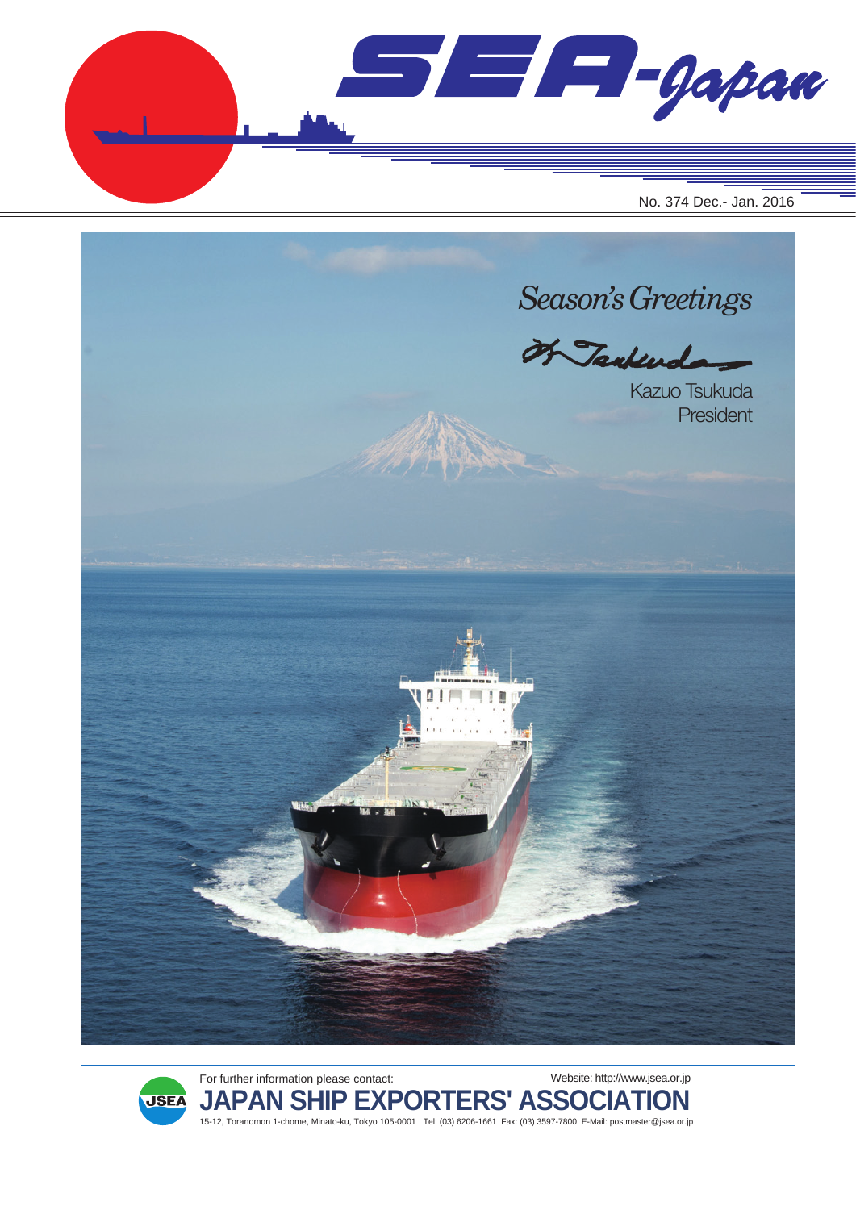# SEA-Japan

No. 374 Dec.- Jan. 2016

*Season's Greetings*

Kazuo Tsukuda
President

For further information please contact:

Website: http://www.jsea.or.jp

**JAPAN SHIP EXPORTERS' ASSOCIATION**

15-12, Toranomon 1-chome, Minato-ku, Tokyo 105-0001 Tel: (03) 6206-1661 Fax: (03) 3597-7800 E-Mail: postmaster@jsea.or.jp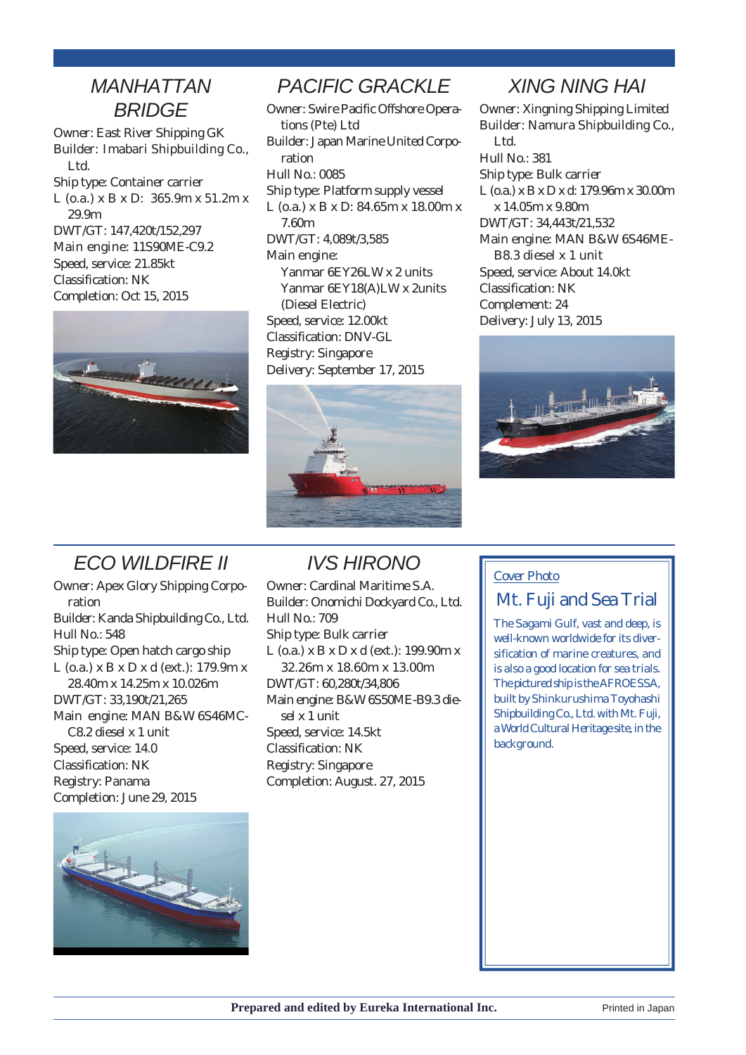## MANHATTAN BRIDGE

Owner: East River Shipping GK
Builder: Imabari Shipbuilding Co., Ltd.
Ship type: Container carrier
L (o.a.) x B x D: 365.9m x 51.2m x 29.9m
DWT/GT: 147,420t/152,297
Main engine: 11S90ME-C9.2
Speed, service: 21.85kt
Classification: NK
Completion: Oct 15, 2015

## PACIFIC GRACKLE

Owner: Swire Pacific Offshore Operations (Pte) Ltd
Builder: Japan Marine United Corporation
Hull No.: 0085
Ship type: Platform supply vessel
L (o.a.) x B x D: 84.65m x 18.00m x 7.60m
DWT/GT: 4,089t/3,585
Main engine:
Yanmar 6EY26LW x 2 units
Yanmar 6EY18(A)LW x 2units
(Diesel Electric)
Speed, service: 12.00kt
Classification: DNV-GL
Registry: Singapore
Delivery: September 17, 2015

## XING NING HAI

Owner: Xingning Shipping Limited
Builder: Namura Shipbuilding Co., Ltd.
Hull No.: 381
Ship type: Bulk carrier
L (o.a.) x B x D x d: 179.96m x 30.00m x 14.05m x 9.80m
DWT/GT: 34,443t/21,532
Main engine: MAN B&W 6S46ME-B8.3 diesel x 1 unit
Speed, service: About 14.0kt
Classification: NK
Complement: 24
Delivery: July 13, 2015

## ECO WILDFIRE II

Owner: Apex Glory Shipping Corporation
Builder: Kanda Shipbuilding Co., Ltd.
Hull No.: 548
Ship type: Open hatch cargo ship
L (o.a.) x B x D x d (ext.): 179.9m x 28.40m x 14.25m x 10.026m
DWT/GT: 33,190t/21,265
Main engine: MAN B&W 6S46MC-C8.2 diesel x 1 unit
Speed, service: 14.0
Classification: NK
Registry: Panama
Completion: June 29, 2015

## IVS HIRONO

Owner: Cardinal Maritime S.A.
Builder: Onomichi Dockyard Co., Ltd.
Hull No.: 709
Ship type: Bulk carrier
L (o.a.) x B x D x d (ext.): 199.90m x 32.26m x 18.60m x 13.00m
DWT/GT: 60,280t/34,806
Main engine: B&W 6S50ME-B9.3 diesel x 1 unit
Speed, service: 14.5kt
Classification: NK
Registry: Singapore
Completion: August. 27, 2015

Cover Photo

### Mt. Fuji and Sea Trial

The Sagami Gulf, vast and deep, is well-known worldwide for its diversification of marine creatures, and is also a good location for sea trials. The pictured ship is the AFROESSA, built by Shinkurushima Toyohashi Shipbuilding Co., Ltd. with Mt. Fuji, a World Cultural Heritage site, in the background.

**Prepared and edited by Eureka International Inc.** Printed in Japan